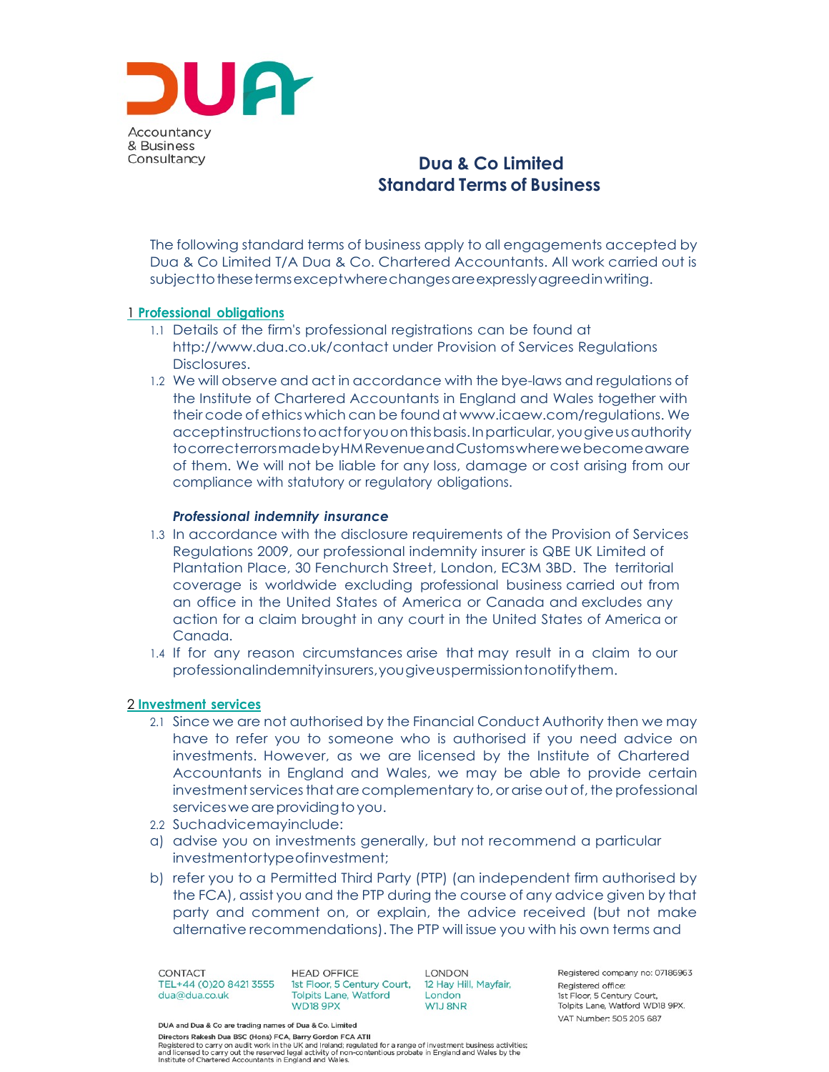Accountancy & Business Consultancy

# Dua & Co Limited
# Standard Terms of Business

The following standard terms of business apply to all engagements accepted by Dua & Co Limited T/A Dua & Co. Chartered Accountants. All work carried out is subject to these terms except where changes are expressly agreed in writing.

## 1 Professional obligations

1.1 Details of the firm's professional registrations can be found at http://www.dua.co.uk/contact under Provision of Services Regulations Disclosures.

1.2 We will observe and act in accordance with the bye-laws and regulations of the Institute of Chartered Accountants in England and Wales together with their code of ethics which can be found at www.icaew.com/regulations. We accept instructions to act for you on this basis. In particular, you give us authority to correct errors made by HM Revenue and Customs where we become aware of them. We will not be liable for any loss, damage or cost arising from our compliance with statutory or regulatory obligations.

### *Professional indemnity insurance*

1.3 In accordance with the disclosure requirements of the Provision of Services Regulations 2009, our professional indemnity insurer is QBE UK Limited of Plantation Place, 30 Fenchurch Street, London, EC3M 3BD. The territorial coverage is worldwide excluding professional business carried out from an office in the United States of America or Canada and excludes any action for a claim brought in any court in the United States of America or Canada.

1.4 If for any reason circumstances arise that may result in a claim to our professional indemnity insurers, you give us permission to notify them.

## 2 Investment services

2.1 Since we are not authorised by the Financial Conduct Authority then we may have to refer you to someone who is authorised if you need advice on investments. However, as we are licensed by the Institute of Chartered Accountants in England and Wales, we may be able to provide certain investment services that are complementary to, or arise out of, the professional services we are providing to you.

2.2 Such advice may include:

a) advise you on investments generally, but not recommend a particular investment or type of investment;

b) refer you to a Permitted Third Party (PTP) (an independent firm authorised by the FCA), assist you and the PTP during the course of any advice given by that party and comment on, or explain, the advice received (but not make alternative recommendations). The PTP will issue you with his own terms and

CONTACT
TEL+44 (0)20 8421 3555
dua@dua.co.uk

HEAD OFFICE
1st Floor, 5 Century Court, Tolpits Lane, Watford WD18 9PX

LONDON
12 Hay Hill, Mayfair, London W1J 8NR

Registered company no: 07186963
Registered office: 1st Floor, 5 Century Court, Tolpits Lane, Watford WD18 9PX.
VAT Number: 505 205 687

DUA and Dua & Co are trading names of Dua & Co. Limited
Directors Rakesh Dua BSC (Hons) FCA, Barry Gordon FCA ATII
Registered to carry on audit work in the UK and Ireland; regulated for a range of investment business activities; and licensed to carry out the reserved legal activity of non-contentious probate in England and Wales by the Institute of Chartered Accountants in England and Wales.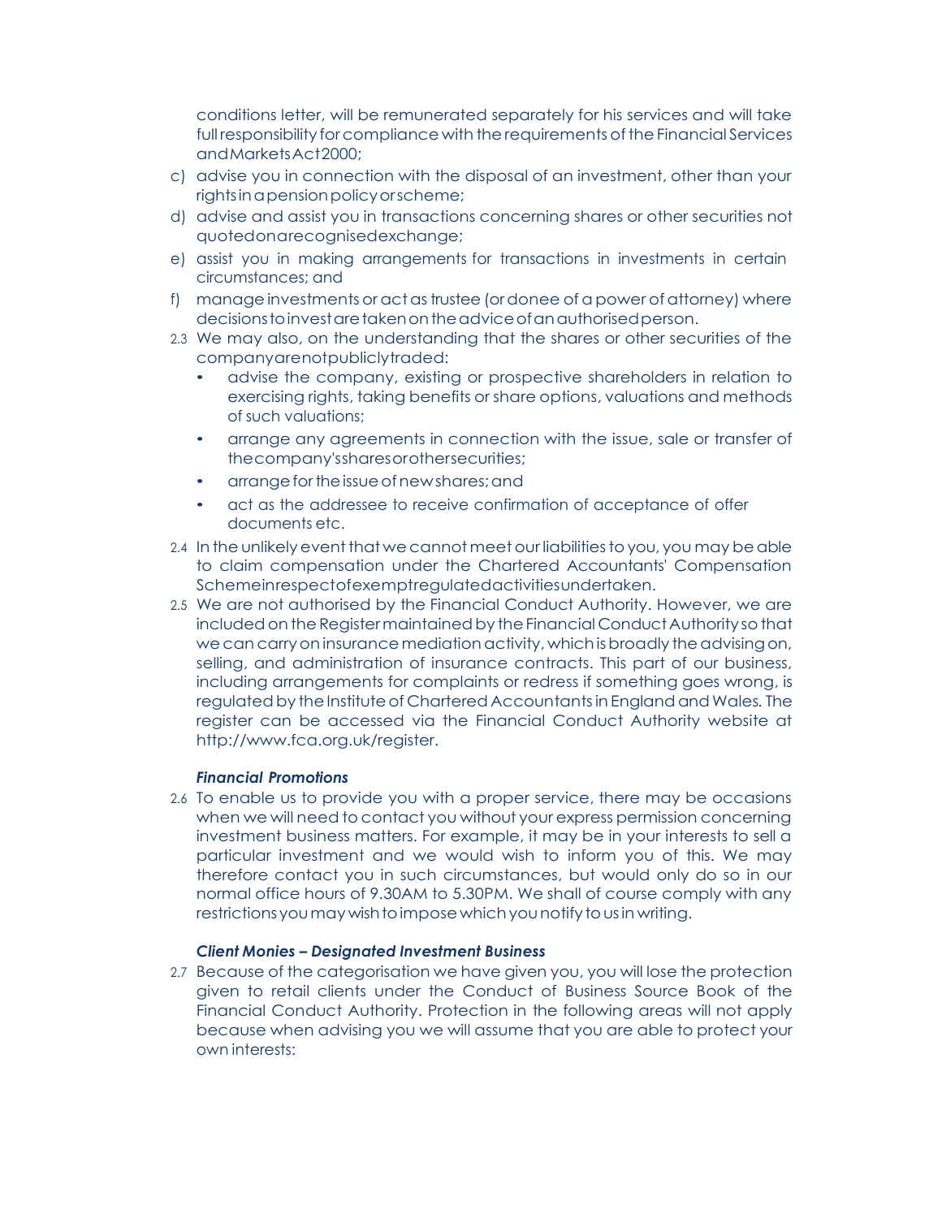conditions letter, will be remunerated separately for his services and will take full responsibility for compliance with the requirements of the Financial Services and Markets Act 2000;

c) advise you in connection with the disposal of an investment, other than your rights in a pension policy or scheme;

d) advise and assist you in transactions concerning shares or other securities not quoted on a recognised exchange;

e) assist you in making arrangements for transactions in investments in certain circumstances; and

f) manage investments or act as trustee (or donee of a power of attorney) where decisions to invest are taken on the advice of an authorised person.

2.3 We may also, on the understanding that the shares or other securities of the company are not publicly traded:

- advise the company, existing or prospective shareholders in relation to exercising rights, taking benefits or share options, valuations and methods of such valuations;
- arrange any agreements in connection with the issue, sale or transfer of the company's shares or other securities;
- arrange for the issue of new shares; and
- act as the addressee to receive confirmation of acceptance of offer documents etc.

2.4 In the unlikely event that we cannot meet our liabilities to you, you may be able to claim compensation under the Chartered Accountants' Compensation Scheme in respect of exempt regulated activities undertaken.

2.5 We are not authorised by the Financial Conduct Authority. However, we are included on the Register maintained by the Financial Conduct Authority so that we can carry on insurance mediation activity, which is broadly the advising on, selling, and administration of insurance contracts. This part of our business, including arrangements for complaints or redress if something goes wrong, is regulated by the Institute of Chartered Accountants in England and Wales. The register can be accessed via the Financial Conduct Authority website at http://www.fca.org.uk/register.

***Financial Promotions***

2.6 To enable us to provide you with a proper service, there may be occasions when we will need to contact you without your express permission concerning investment business matters. For example, it may be in your interests to sell a particular investment and we would wish to inform you of this. We may therefore contact you in such circumstances, but would only do so in our normal office hours of 9.30AM to 5.30PM. We shall of course comply with any restrictions you may wish to impose which you notify to us in writing.

***Client Monies – Designated Investment Business***

2.7 Because of the categorisation we have given you, you will lose the protection given to retail clients under the Conduct of Business Source Book of the Financial Conduct Authority. Protection in the following areas will not apply because when advising you we will assume that you are able to protect your own interests: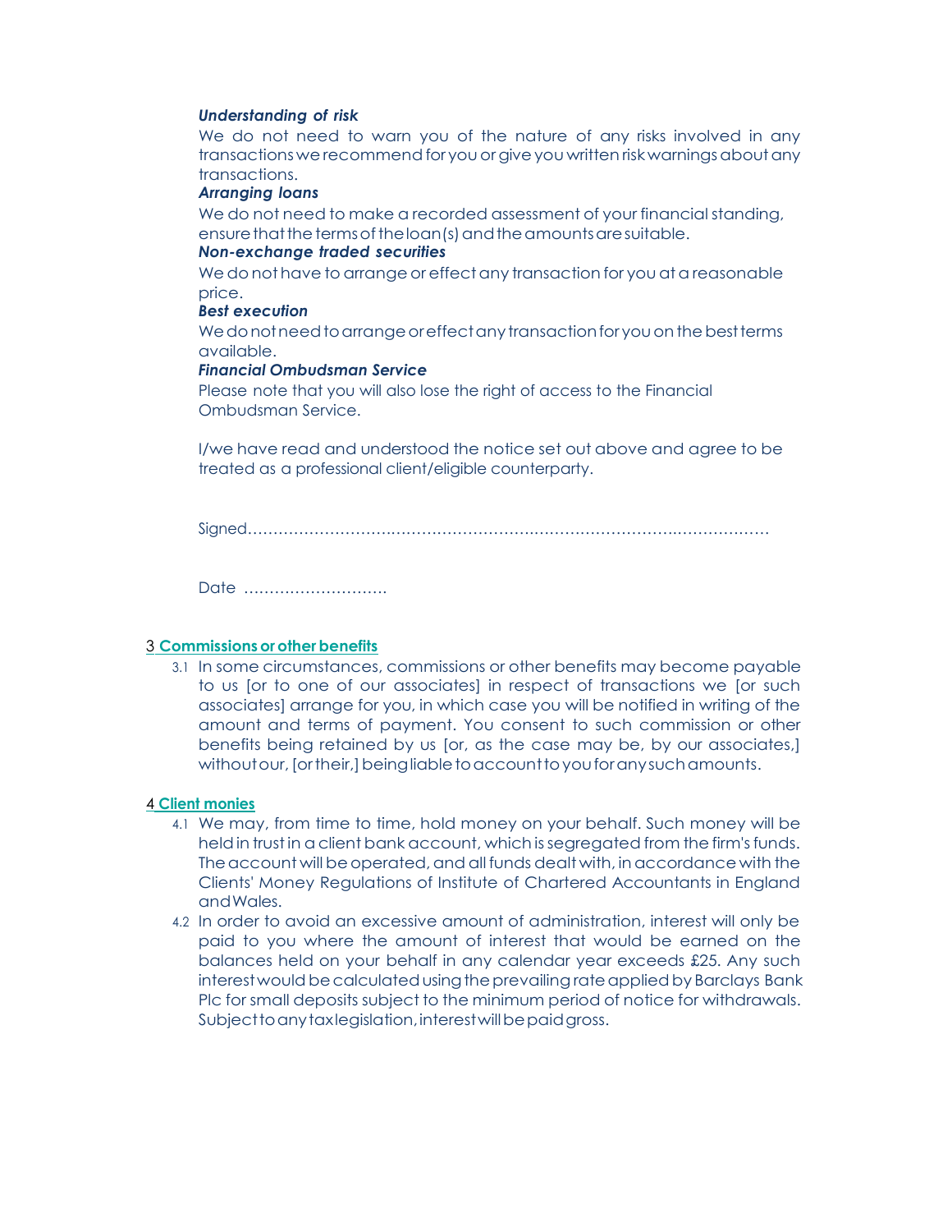***Understanding of risk***

We do not need to warn you of the nature of any risks involved in any transactions we recommend for you or give you written risk warnings about any transactions.

***Arranging loans***

We do not need to make a recorded assessment of your financial standing, ensure that the terms of the loan(s) and the amounts are suitable.

***Non-exchange traded securities***

We do not have to arrange or effect any transaction for you at a reasonable price.

***Best execution***

We do not need to arrange or effect any transaction for you on the best terms available.

***Financial Ombudsman Service***

Please note that you will also lose the right of access to the Financial Ombudsman Service.

I/we have read and understood the notice set out above and agree to be treated as a professional client/eligible counterparty.

Signed……………………………………………………………………………………………

Date ……………………….

## 3 Commissions or other benefits

3.1 In some circumstances, commissions or other benefits may become payable to us [or to one of our associates] in respect of transactions we [or such associates] arrange for you, in which case you will be notified in writing of the amount and terms of payment. You consent to such commission or other benefits being retained by us [or, as the case may be, by our associates,] without our, [or their,] being liable to account to you for any such amounts.

## 4 Client monies

4.1 We may, from time to time, hold money on your behalf. Such money will be held in trust in a client bank account, which is segregated from the firm's funds. The account will be operated, and all funds dealt with, in accordance with the Clients' Money Regulations of Institute of Chartered Accountants in England and Wales.

4.2 In order to avoid an excessive amount of administration, interest will only be paid to you where the amount of interest that would be earned on the balances held on your behalf in any calendar year exceeds £25. Any such interest would be calculated using the prevailing rate applied by Barclays Bank Plc for small deposits subject to the minimum period of notice for withdrawals. Subject to any tax legislation, interest will be paid gross.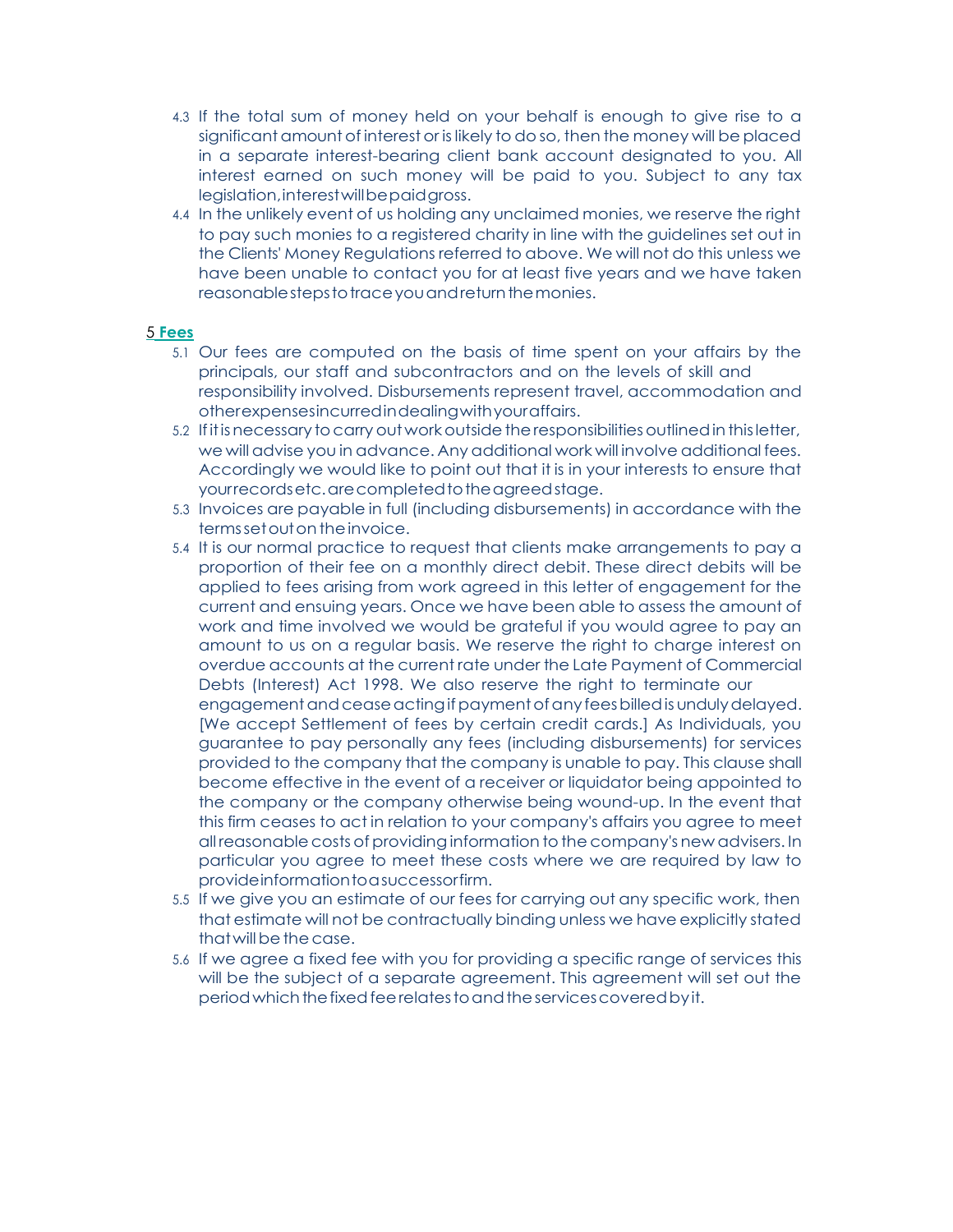4.3 If the total sum of money held on your behalf is enough to give rise to a significant amount of interest or is likely to do so, then the money will be placed in a separate interest-bearing client bank account designated to you. All interest earned on such money will be paid to you. Subject to any tax legislation, interest will be paid gross.

4.4 In the unlikely event of us holding any unclaimed monies, we reserve the right to pay such monies to a registered charity in line with the guidelines set out in the Clients' Money Regulations referred to above. We will not do this unless we have been unable to contact you for at least five years and we have taken reasonable steps to trace you and return the monies.

## 5 Fees

5.1 Our fees are computed on the basis of time spent on your affairs by the principals, our staff and subcontractors and on the levels of skill and responsibility involved. Disbursements represent travel, accommodation and other expenses incurred in dealing with your affairs.

5.2 If it is necessary to carry out work outside the responsibilities outlined in this letter, we will advise you in advance. Any additional work will involve additional fees. Accordingly we would like to point out that it is in your interests to ensure that your records etc. are completed to the agreed stage.

5.3 Invoices are payable in full (including disbursements) in accordance with the terms set out on the invoice.

5.4 It is our normal practice to request that clients make arrangements to pay a proportion of their fee on a monthly direct debit. These direct debits will be applied to fees arising from work agreed in this letter of engagement for the current and ensuing years. Once we have been able to assess the amount of work and time involved we would be grateful if you would agree to pay an amount to us on a regular basis. We reserve the right to charge interest on overdue accounts at the current rate under the Late Payment of Commercial Debts (Interest) Act 1998. We also reserve the right to terminate our engagement and cease acting if payment of any fees billed is unduly delayed. [We accept Settlement of fees by certain credit cards.] As Individuals, you guarantee to pay personally any fees (including disbursements) for services provided to the company that the company is unable to pay. This clause shall become effective in the event of a receiver or liquidator being appointed to the company or the company otherwise being wound-up. In the event that this firm ceases to act in relation to your company's affairs you agree to meet all reasonable costs of providing information to the company's new advisers. In particular you agree to meet these costs where we are required by law to provide information to a successor firm.

5.5 If we give you an estimate of our fees for carrying out any specific work, then that estimate will not be contractually binding unless we have explicitly stated that will be the case.

5.6 If we agree a fixed fee with you for providing a specific range of services this will be the subject of a separate agreement. This agreement will set out the period which the fixed fee relates to and the services covered by it.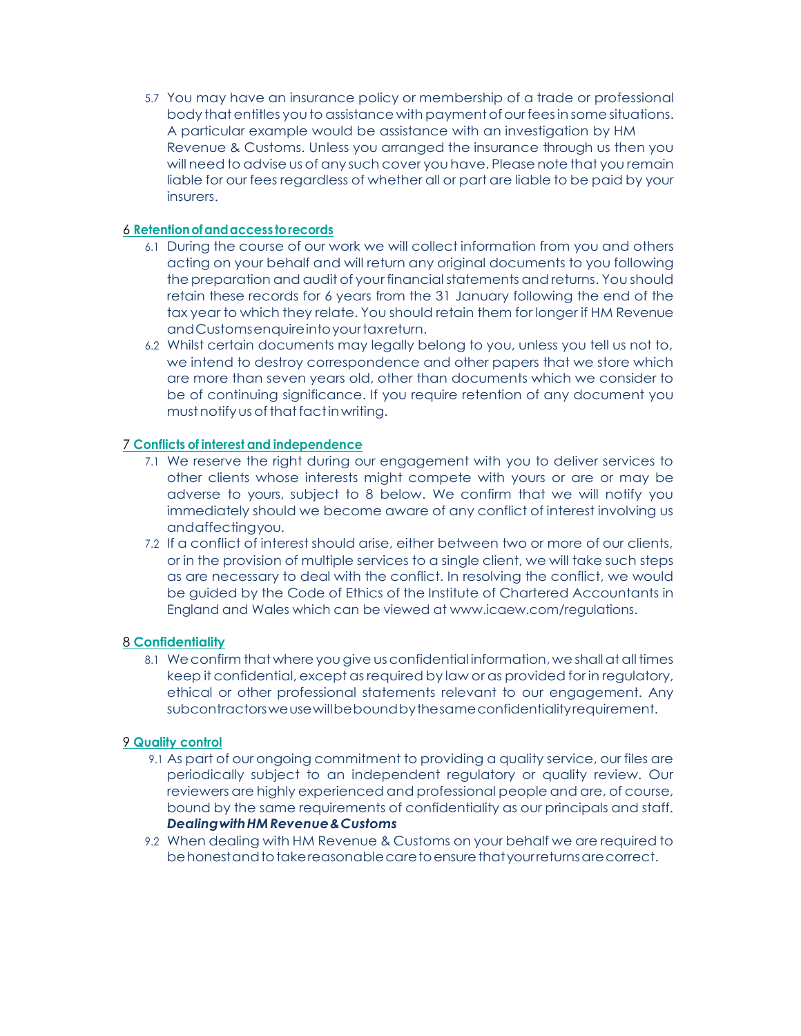5.7 You may have an insurance policy or membership of a trade or professional body that entitles you to assistance with payment of our fees in some situations. A particular example would be assistance with an investigation by HM Revenue & Customs. Unless you arranged the insurance through us then you will need to advise us of any such cover you have. Please note that you remain liable for our fees regardless of whether all or part are liable to be paid by your insurers.

## 6 Retention of and access to records

6.1 During the course of our work we will collect information from you and others acting on your behalf and will return any original documents to you following the preparation and audit of your financial statements and returns. You should retain these records for 6 years from the 31 January following the end of the tax year to which they relate. You should retain them for longer if HM Revenue and Customs enquire into your tax return.

6.2 Whilst certain documents may legally belong to you, unless you tell us not to, we intend to destroy correspondence and other papers that we store which are more than seven years old, other than documents which we consider to be of continuing significance. If you require retention of any document you must notify us of that fact in writing.

## 7 Conflicts of interest and independence

7.1 We reserve the right during our engagement with you to deliver services to other clients whose interests might compete with yours or are or may be adverse to yours, subject to 8 below. We confirm that we will notify you immediately should we become aware of any conflict of interest involving us and affecting you.

7.2 If a conflict of interest should arise, either between two or more of our clients, or in the provision of multiple services to a single client, we will take such steps as are necessary to deal with the conflict. In resolving the conflict, we would be guided by the Code of Ethics of the Institute of Chartered Accountants in England and Wales which can be viewed at www.icaew.com/regulations.

## 8 Confidentiality

8.1 We confirm that where you give us confidential information, we shall at all times keep it confidential, except as required by law or as provided for in regulatory, ethical or other professional statements relevant to our engagement. Any subcontractors we use will be bound by the same confidentiality requirement.

## 9 Quality control

9.1 As part of our ongoing commitment to providing a quality service, our files are periodically subject to an independent regulatory or quality review. Our reviewers are highly experienced and professional people and are, of course, bound by the same requirements of confidentiality as our principals and staff.

***Dealing with HM Revenue & Customs***

9.2 When dealing with HM Revenue & Customs on your behalf we are required to be honest and to take reasonable care to ensure that your returns are correct.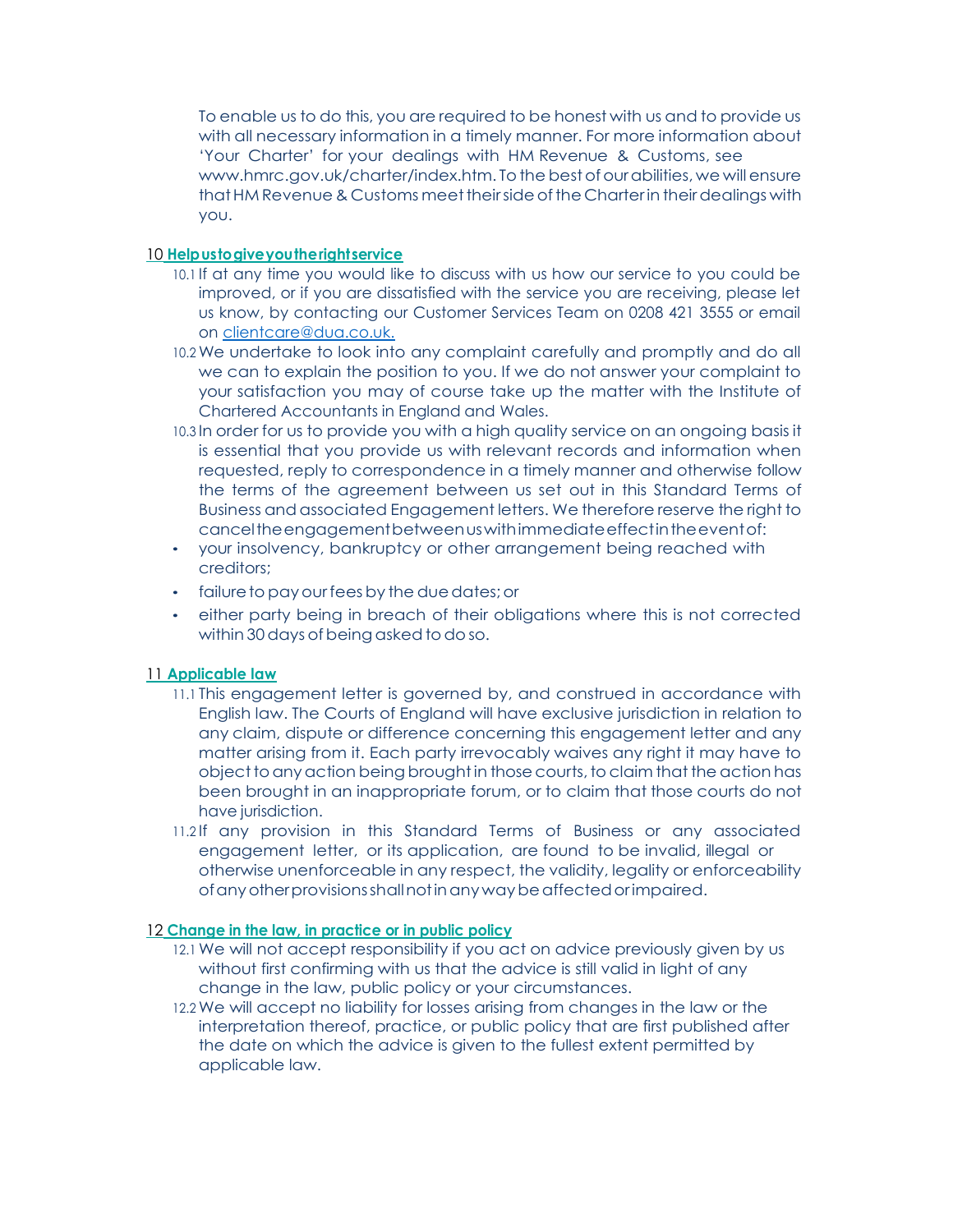To enable us to do this, you are required to be honest with us and to provide us with all necessary information in a timely manner. For more information about 'Your Charter' for your dealings with HM Revenue & Customs, see www.hmrc.gov.uk/charter/index.htm. To the best of our abilities, we will ensure that HM Revenue & Customs meet their side of the Charter in their dealings with you.

## 10 Help us to give you the right service

10.1 If at any time you would like to discuss with us how our service to you could be improved, or if you are dissatisfied with the service you are receiving, please let us know, by contacting our Customer Services Team on 0208 421 3555 or email on clientcare@dua.co.uk.

10.2 We undertake to look into any complaint carefully and promptly and do all we can to explain the position to you. If we do not answer your complaint to your satisfaction you may of course take up the matter with the Institute of Chartered Accountants in England and Wales.

10.3 In order for us to provide you with a high quality service on an ongoing basis it is essential that you provide us with relevant records and information when requested, reply to correspondence in a timely manner and otherwise follow the terms of the agreement between us set out in this Standard Terms of Business and associated Engagement letters. We therefore reserve the right to cancel the engagement between us with immediate effect in the event of:

- your insolvency, bankruptcy or other arrangement being reached with creditors;
- failure to pay our fees by the due dates; or
- either party being in breach of their obligations where this is not corrected within 30 days of being asked to do so.

## 11 Applicable law

11.1 This engagement letter is governed by, and construed in accordance with English law. The Courts of England will have exclusive jurisdiction in relation to any claim, dispute or difference concerning this engagement letter and any matter arising from it. Each party irrevocably waives any right it may have to object to any action being brought in those courts, to claim that the action has been brought in an inappropriate forum, or to claim that those courts do not have jurisdiction.

11.2 If any provision in this Standard Terms of Business or any associated engagement letter, or its application, are found to be invalid, illegal or otherwise unenforceable in any respect, the validity, legality or enforceability of any other provisions shall not in any way be affected or impaired.

## 12 Change in the law, in practice or in public policy

12.1 We will not accept responsibility if you act on advice previously given by us without first confirming with us that the advice is still valid in light of any change in the law, public policy or your circumstances.

12.2 We will accept no liability for losses arising from changes in the law or the interpretation thereof, practice, or public policy that are first published after the date on which the advice is given to the fullest extent permitted by applicable law.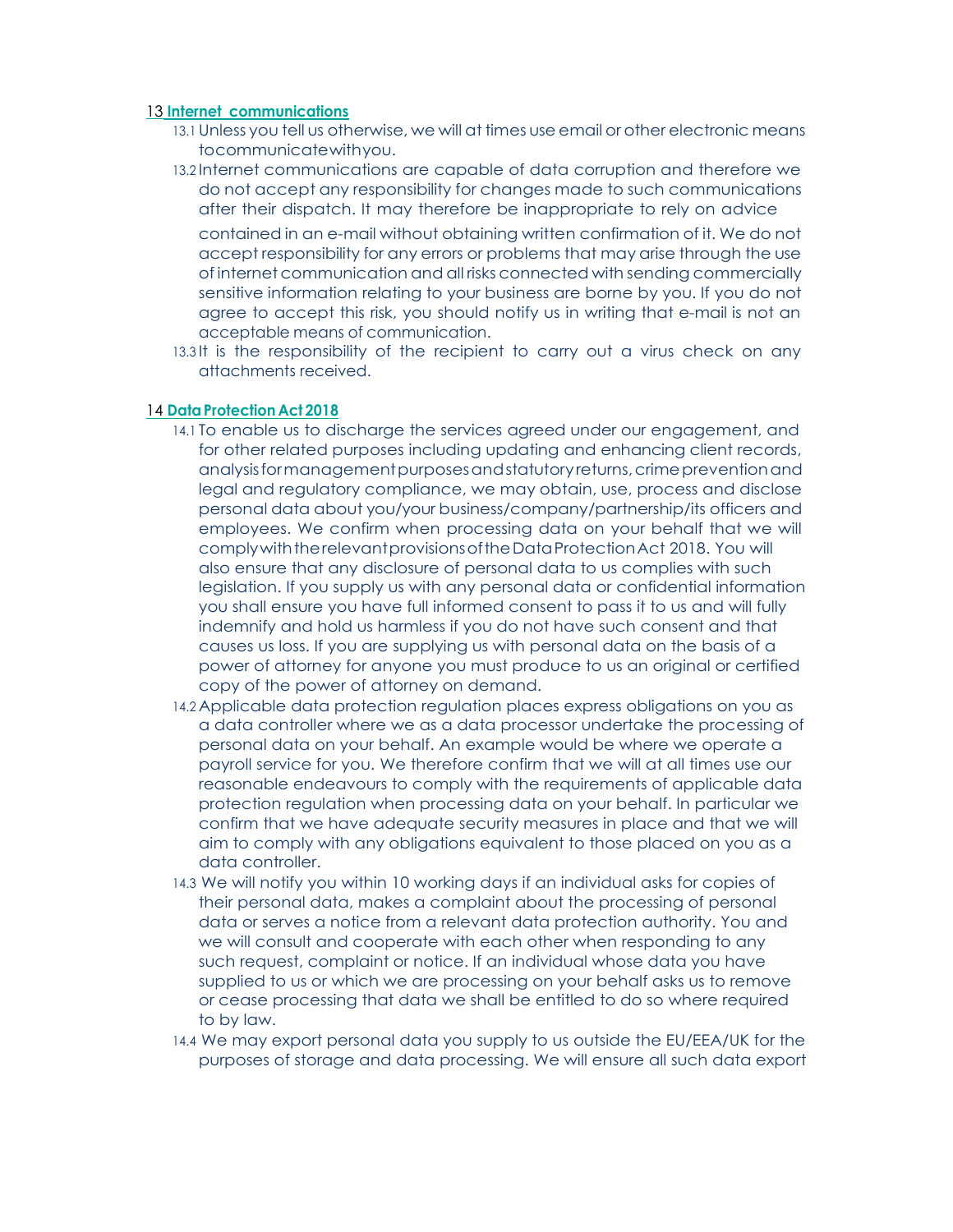## 13 Internet communications

13.1 Unless you tell us otherwise, we will at times use email or other electronic means to communicate with you.

13.2 Internet communications are capable of data corruption and therefore we do not accept any responsibility for changes made to such communications after their dispatch. It may therefore be inappropriate to rely on advice contained in an e-mail without obtaining written confirmation of it. We do not accept responsibility for any errors or problems that may arise through the use of internet communication and all risks connected with sending commercially sensitive information relating to your business are borne by you. If you do not agree to accept this risk, you should notify us in writing that e-mail is not an acceptable means of communication.

13.3 It is the responsibility of the recipient to carry out a virus check on any attachments received.

## 14 Data Protection Act 2018

14.1 To enable us to discharge the services agreed under our engagement, and for other related purposes including updating and enhancing client records, analysis for management purposes and statutory returns, crime prevention and legal and regulatory compliance, we may obtain, use, process and disclose personal data about you/your business/company/partnership/its officers and employees. We confirm when processing data on your behalf that we will comply with the relevant provisions of the Data Protection Act 2018. You will also ensure that any disclosure of personal data to us complies with such legislation. If you supply us with any personal data or confidential information you shall ensure you have full informed consent to pass it to us and will fully indemnify and hold us harmless if you do not have such consent and that causes us loss. If you are supplying us with personal data on the basis of a power of attorney for anyone you must produce to us an original or certified copy of the power of attorney on demand.

14.2 Applicable data protection regulation places express obligations on you as a data controller where we as a data processor undertake the processing of personal data on your behalf. An example would be where we operate a payroll service for you. We therefore confirm that we will at all times use our reasonable endeavours to comply with the requirements of applicable data protection regulation when processing data on your behalf. In particular we confirm that we have adequate security measures in place and that we will aim to comply with any obligations equivalent to those placed on you as a data controller.

14.3 We will notify you within 10 working days if an individual asks for copies of their personal data, makes a complaint about the processing of personal data or serves a notice from a relevant data protection authority. You and we will consult and cooperate with each other when responding to any such request, complaint or notice. If an individual whose data you have supplied to us or which we are processing on your behalf asks us to remove or cease processing that data we shall be entitled to do so where required to by law.

14.4 We may export personal data you supply to us outside the EU/EEA/UK for the purposes of storage and data processing. We will ensure all such data export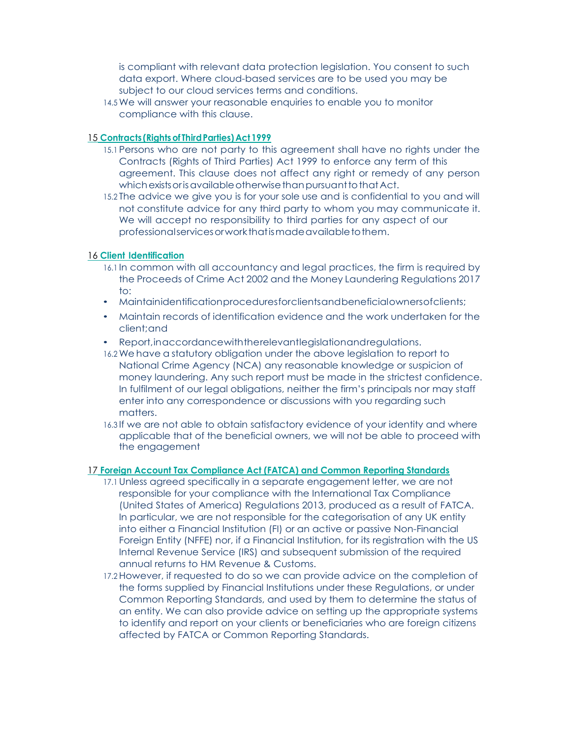is compliant with relevant data protection legislation. You consent to such data export. Where cloud-based services are to be used you may be subject to our cloud services terms and conditions.

14.5 We will answer your reasonable enquiries to enable you to monitor compliance with this clause.

## 15 Contracts (Rights of Third Parties) Act 1999

15.1 Persons who are not party to this agreement shall have no rights under the Contracts (Rights of Third Parties) Act 1999 to enforce any term of this agreement. This clause does not affect any right or remedy of any person which exists or is available otherwise than pursuant to that Act.

15.2 The advice we give you is for your sole use and is confidential to you and will not constitute advice for any third party to whom you may communicate it. We will accept no responsibility to third parties for any aspect of our professional services or work that is made available to them.

## 16 Client Identification

16.1 In common with all accountancy and legal practices, the firm is required by the Proceeds of Crime Act 2002 and the Money Laundering Regulations 2017 to:

- Maintain identification procedures for clients and beneficial owners of clients;
- Maintain records of identification evidence and the work undertaken for the client; and
- Report, in accordance with the relevant legislation and regulations.

16.2 We have a statutory obligation under the above legislation to report to National Crime Agency (NCA) any reasonable knowledge or suspicion of money laundering. Any such report must be made in the strictest confidence. In fulfilment of our legal obligations, neither the firm's principals nor may staff enter into any correspondence or discussions with you regarding such matters.

16.3 If we are not able to obtain satisfactory evidence of your identity and where applicable that of the beneficial owners, we will not be able to proceed with the engagement

## 17 Foreign Account Tax Compliance Act (FATCA) and Common Reporting Standards

17.1 Unless agreed specifically in a separate engagement letter, we are not responsible for your compliance with the International Tax Compliance (United States of America) Regulations 2013, produced as a result of FATCA. In particular, we are not responsible for the categorisation of any UK entity into either a Financial Institution (FI) or an active or passive Non-Financial Foreign Entity (NFFE) nor, if a Financial Institution, for its registration with the US Internal Revenue Service (IRS) and subsequent submission of the required annual returns to HM Revenue & Customs.

17.2 However, if requested to do so we can provide advice on the completion of the forms supplied by Financial Institutions under these Regulations, or under Common Reporting Standards, and used by them to determine the status of an entity. We can also provide advice on setting up the appropriate systems to identify and report on your clients or beneficiaries who are foreign citizens affected by FATCA or Common Reporting Standards.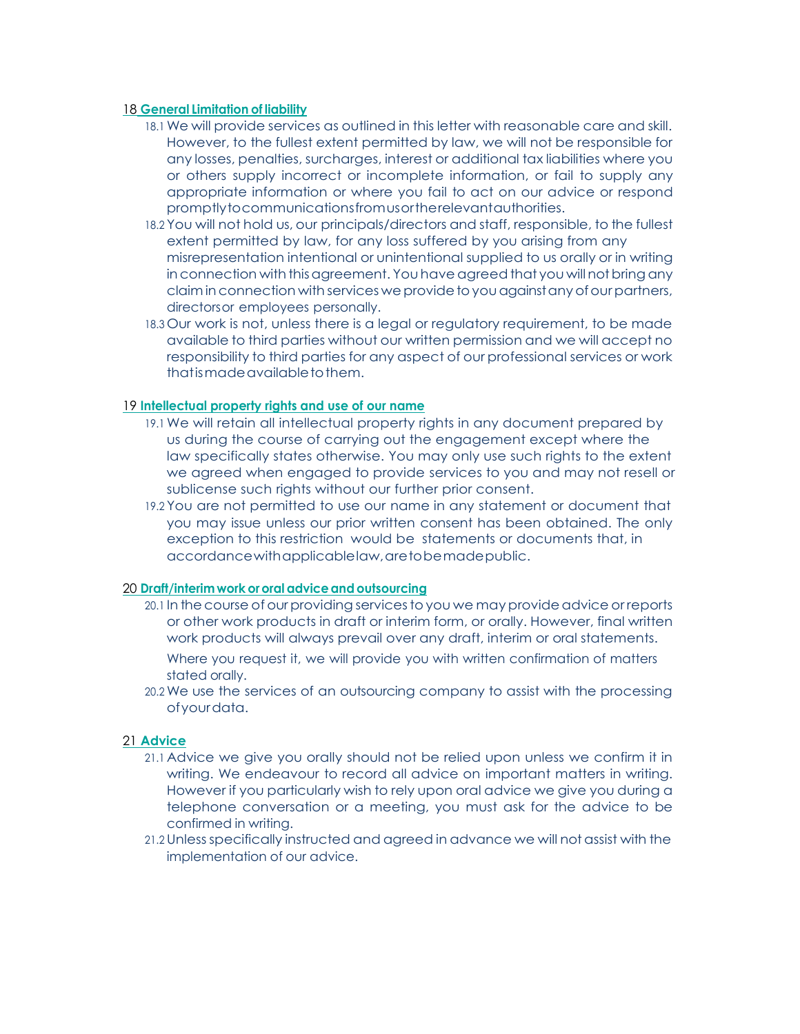## 18 General Limitation of liability

18.1 We will provide services as outlined in this letter with reasonable care and skill. However, to the fullest extent permitted by law, we will not be responsible for any losses, penalties, surcharges, interest or additional tax liabilities where you or others supply incorrect or incomplete information, or fail to supply any appropriate information or where you fail to act on our advice or respond promptly to communications from us or the relevant authorities.

18.2 You will not hold us, our principals/directors and staff, responsible, to the fullest extent permitted by law, for any loss suffered by you arising from any misrepresentation intentional or unintentional supplied to us orally or in writing in connection with this agreement. You have agreed that you will not bring any claim in connection with services we provide to you against any of our partners, directors or employees personally.

18.3 Our work is not, unless there is a legal or regulatory requirement, to be made available to third parties without our written permission and we will accept no responsibility to third parties for any aspect of our professional services or work that is made available to them.

## 19 Intellectual property rights and use of our name

19.1 We will retain all intellectual property rights in any document prepared by us during the course of carrying out the engagement except where the law specifically states otherwise. You may only use such rights to the extent we agreed when engaged to provide services to you and may not resell or sublicense such rights without our further prior consent.

19.2 You are not permitted to use our name in any statement or document that you may issue unless our prior written consent has been obtained. The only exception to this restriction would be statements or documents that, in accordance with applicable law, are to be made public.

## 20 Draft/interim work or oral advice and outsourcing

20.1 In the course of our providing services to you we may provide advice or reports or other work products in draft or interim form, or orally. However, final written work products will always prevail over any draft, interim or oral statements.

Where you request it, we will provide you with written confirmation of matters stated orally.

20.2 We use the services of an outsourcing company to assist with the processing of your data.

## 21 Advice

21.1 Advice we give you orally should not be relied upon unless we confirm it in writing. We endeavour to record all advice on important matters in writing. However if you particularly wish to rely upon oral advice we give you during a telephone conversation or a meeting, you must ask for the advice to be confirmed in writing.

21.2 Unless specifically instructed and agreed in advance we will not assist with the implementation of our advice.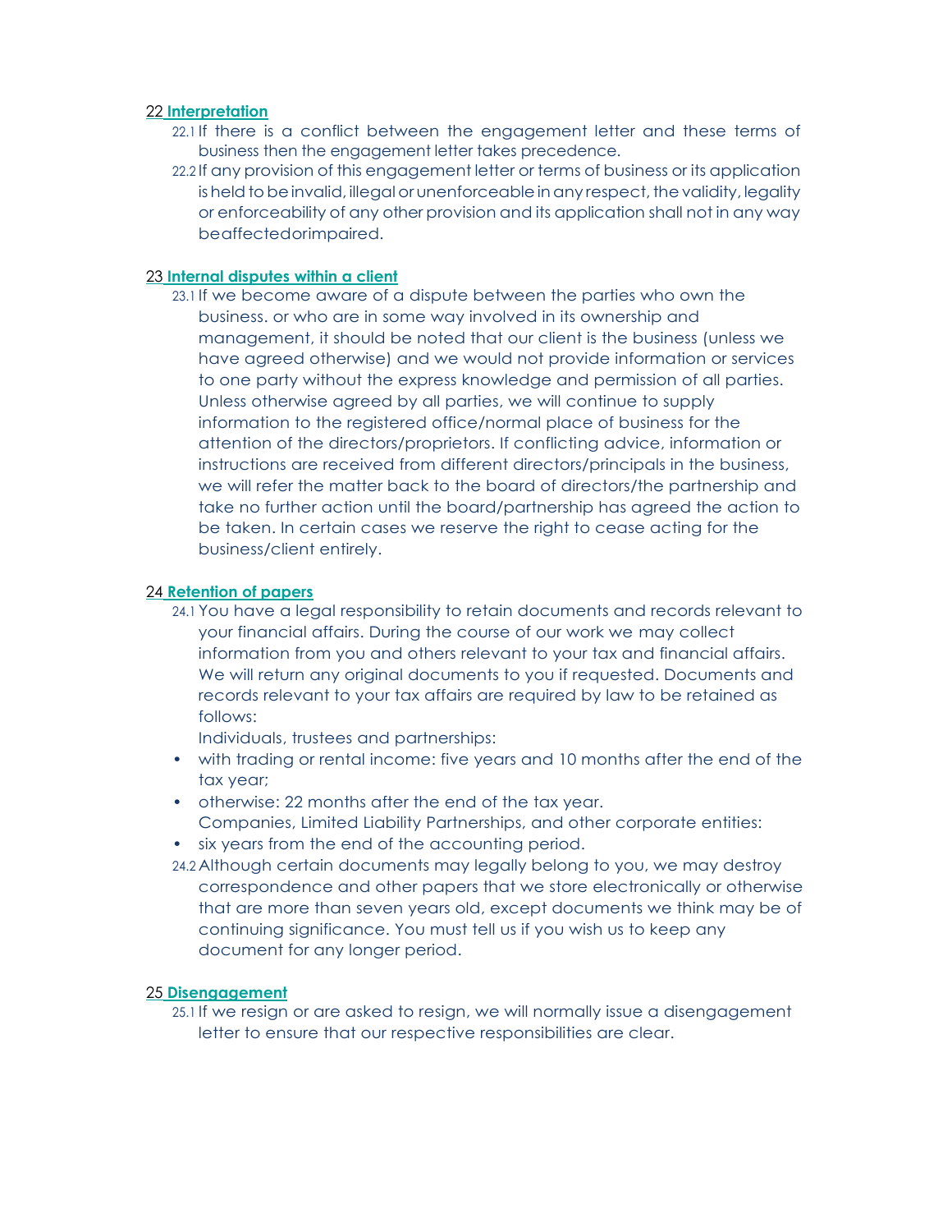## 22 Interpretation

22.1 If there is a conflict between the engagement letter and these terms of business then the engagement letter takes precedence.

22.2 If any provision of this engagement letter or terms of business or its application is held to be invalid, illegal or unenforceable in any respect, the validity, legality or enforceability of any other provision and its application shall not in any way beaffectedorimpaired.

## 23 Internal disputes within a client

23.1 If we become aware of a dispute between the parties who own the business. or who are in some way involved in its ownership and management, it should be noted that our client is the business (unless we have agreed otherwise) and we would not provide information or services to one party without the express knowledge and permission of all parties. Unless otherwise agreed by all parties, we will continue to supply information to the registered office/normal place of business for the attention of the directors/proprietors. If conflicting advice, information or instructions are received from different directors/principals in the business, we will refer the matter back to the board of directors/the partnership and take no further action until the board/partnership has agreed the action to be taken. In certain cases we reserve the right to cease acting for the business/client entirely.

## 24 Retention of papers

24.1 You have a legal responsibility to retain documents and records relevant to your financial affairs. During the course of our work we may collect information from you and others relevant to your tax and financial affairs. We will return any original documents to you if requested. Documents and records relevant to your tax affairs are required by law to be retained as follows:

Individuals, trustees and partnerships:

- with trading or rental income: five years and 10 months after the end of the tax year;
- otherwise: 22 months after the end of the tax year.

Companies, Limited Liability Partnerships, and other corporate entities:

- six years from the end of the accounting period.

24.2 Although certain documents may legally belong to you, we may destroy correspondence and other papers that we store electronically or otherwise that are more than seven years old, except documents we think may be of continuing significance. You must tell us if you wish us to keep any document for any longer period.

## 25 Disengagement

25.1 If we resign or are asked to resign, we will normally issue a disengagement letter to ensure that our respective responsibilities are clear.